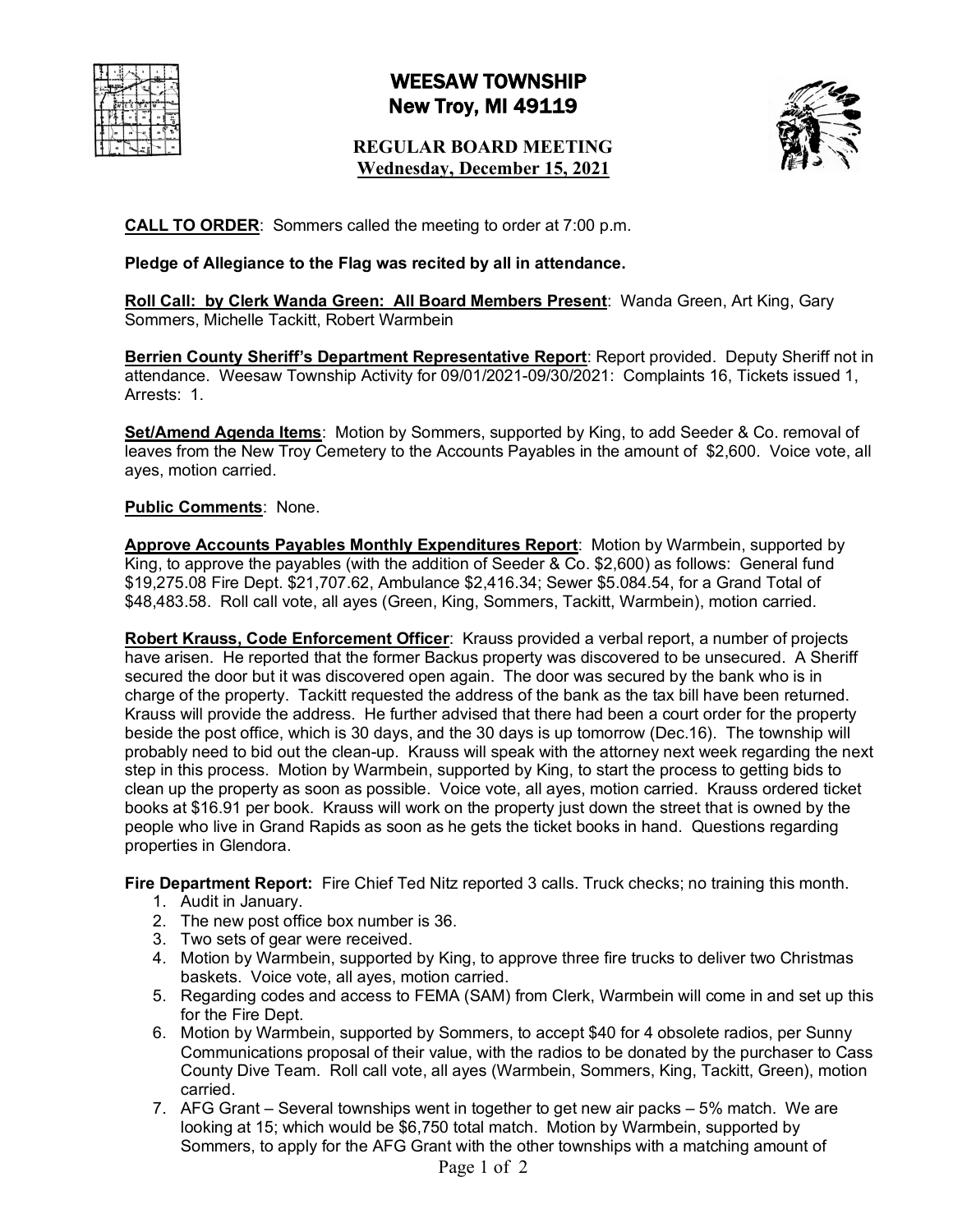# WEESAW TOWNSHIP
## New Troy, MI 49119

### REGULAR BOARD MEETING
### Wednesday, December 15, 2021

**CALL TO ORDER**: Sommers called the meeting to order at 7:00 p.m.

**Pledge of Allegiance to the Flag was recited by all in attendance.**

**Roll Call: by Clerk Wanda Green: All Board Members Present**: Wanda Green, Art King, Gary Sommers, Michelle Tackitt, Robert Warmbein

**Berrien County Sheriff's Department Representative Report**: Report provided. Deputy Sheriff not in attendance. Weesaw Township Activity for 09/01/2021-09/30/2021: Complaints 16, Tickets issued 1, Arrests: 1.

**Set/Amend Agenda Items**: Motion by Sommers, supported by King, to add Seeder & Co. removal of leaves from the New Troy Cemetery to the Accounts Payables in the amount of $2,600. Voice vote, all ayes, motion carried.

**Public Comments**: None.

**Approve Accounts Payables Monthly Expenditures Report**: Motion by Warmbein, supported by King, to approve the payables (with the addition of Seeder & Co. $2,600) as follows: General fund $19,275.08 Fire Dept. $21,707.62, Ambulance $2,416.34; Sewer $5.084.54, for a Grand Total of $48,483.58. Roll call vote, all ayes (Green, King, Sommers, Tackitt, Warmbein), motion carried.

**Robert Krauss, Code Enforcement Officer**: Krauss provided a verbal report, a number of projects have arisen. He reported that the former Backus property was discovered to be unsecured. A Sheriff secured the door but it was discovered open again. The door was secured by the bank who is in charge of the property. Tackitt requested the address of the bank as the tax bill have been returned. Krauss will provide the address. He further advised that there had been a court order for the property beside the post office, which is 30 days, and the 30 days is up tomorrow (Dec.16). The township will probably need to bid out the clean-up. Krauss will speak with the attorney next week regarding the next step in this process. Motion by Warmbein, supported by King, to start the process to getting bids to clean up the property as soon as possible. Voice vote, all ayes, motion carried. Krauss ordered ticket books at $16.91 per book. Krauss will work on the property just down the street that is owned by the people who live in Grand Rapids as soon as he gets the ticket books in hand. Questions regarding properties in Glendora.

**Fire Department Report:** Fire Chief Ted Nitz reported 3 calls. Truck checks; no training this month.

1. Audit in January.
2. The new post office box number is 36.
3. Two sets of gear were received.
4. Motion by Warmbein, supported by King, to approve three fire trucks to deliver two Christmas baskets. Voice vote, all ayes, motion carried.
5. Regarding codes and access to FEMA (SAM) from Clerk, Warmbein will come in and set up this for the Fire Dept.
6. Motion by Warmbein, supported by Sommers, to accept $40 for 4 obsolete radios, per Sunny Communications proposal of their value, with the radios to be donated by the purchaser to Cass County Dive Team. Roll call vote, all ayes (Warmbein, Sommers, King, Tackitt, Green), motion carried.
7. AFG Grant – Several townships went in together to get new air packs – 5% match. We are looking at 15; which would be $6,750 total match. Motion by Warmbein, supported by Sommers, to apply for the AFG Grant with the other townships with a matching amount of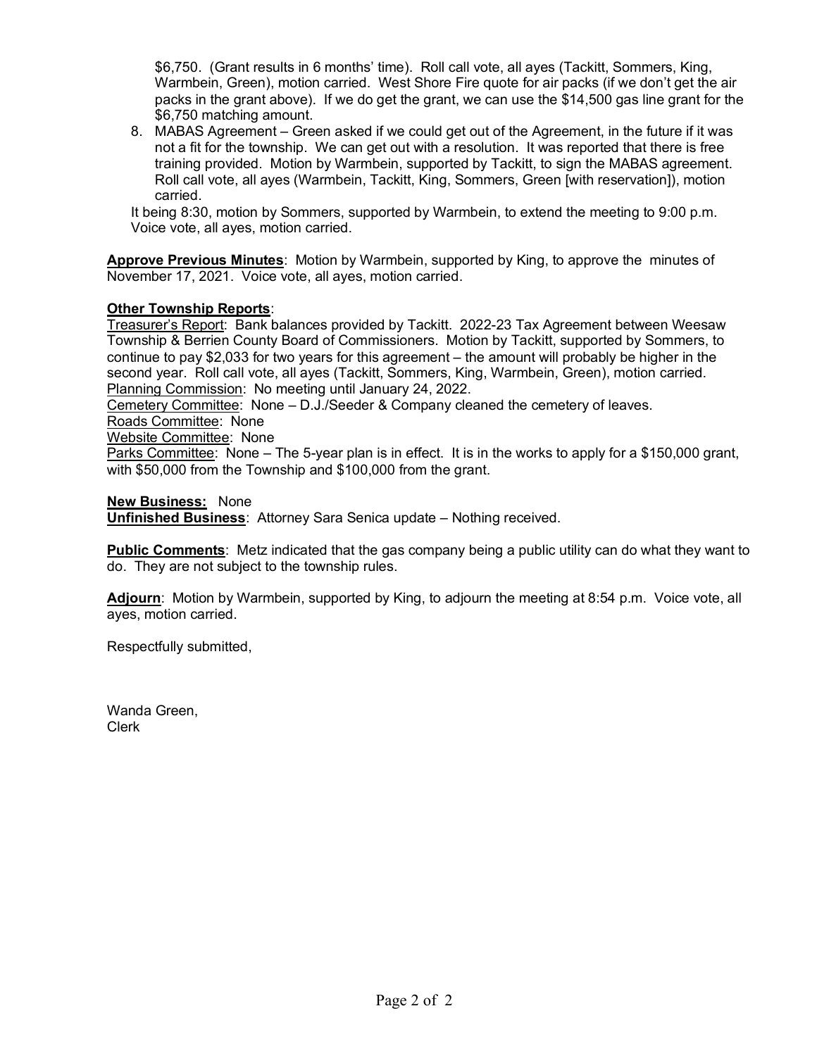$6,750. (Grant results in 6 months' time). Roll call vote, all ayes (Tackitt, Sommers, King, Warmbein, Green), motion carried. West Shore Fire quote for air packs (if we don't get the air packs in the grant above). If we do get the grant, we can use the $14,500 gas line grant for the $6,750 matching amount.

8. MABAS Agreement – Green asked if we could get out of the Agreement, in the future if it was not a fit for the township. We can get out with a resolution. It was reported that there is free training provided. Motion by Warmbein, supported by Tackitt, to sign the MABAS agreement. Roll call vote, all ayes (Warmbein, Tackitt, King, Sommers, Green [with reservation]), motion carried.

It being 8:30, motion by Sommers, supported by Warmbein, to extend the meeting to 9:00 p.m. Voice vote, all ayes, motion carried.

**Approve Previous Minutes**: Motion by Warmbein, supported by King, to approve the minutes of November 17, 2021. Voice vote, all ayes, motion carried.

**Other Township Reports**:

Treasurer's Report: Bank balances provided by Tackitt. 2022-23 Tax Agreement between Weesaw Township & Berrien County Board of Commissioners. Motion by Tackitt, supported by Sommers, to continue to pay $2,033 for two years for this agreement – the amount will probably be higher in the second year. Roll call vote, all ayes (Tackitt, Sommers, King, Warmbein, Green), motion carried.

Planning Commission: No meeting until January 24, 2022.

Cemetery Committee: None – D.J./Seeder & Company cleaned the cemetery of leaves.

Roads Committee: None

Website Committee: None

Parks Committee: None – The 5-year plan is in effect. It is in the works to apply for a $150,000 grant, with $50,000 from the Township and $100,000 from the grant.

**New Business:** None

**Unfinished Business**: Attorney Sara Senica update – Nothing received.

**Public Comments**: Metz indicated that the gas company being a public utility can do what they want to do. They are not subject to the township rules.

**Adjourn**: Motion by Warmbein, supported by King, to adjourn the meeting at 8:54 p.m. Voice vote, all ayes, motion carried.

Respectfully submitted,

Wanda Green,
Clerk